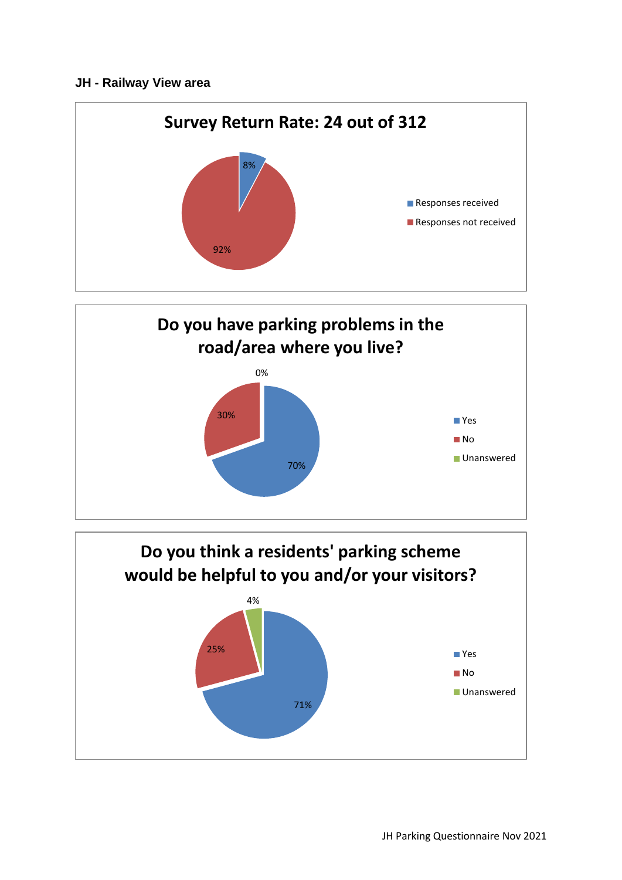**JH - Railway View area**

## Survey Return Rate: 24 out of 312

| Category | Percentage |
|---|---|
| Responses received | 8% |
| Responses not received | 92% |

## Do you have parking problems in the road/area where you live?

| Response | Percentage |
|---|---|
| Yes | 70% |
| No | 30% |
| Unanswered | 0% |

## Do you think a residents' parking scheme would be helpful to you and/or your visitors?

| Response | Percentage |
|---|---|
| Yes | 71% |
| No | 25% |
| Unanswered | 4% |

JH Parking Questionnaire Nov 2021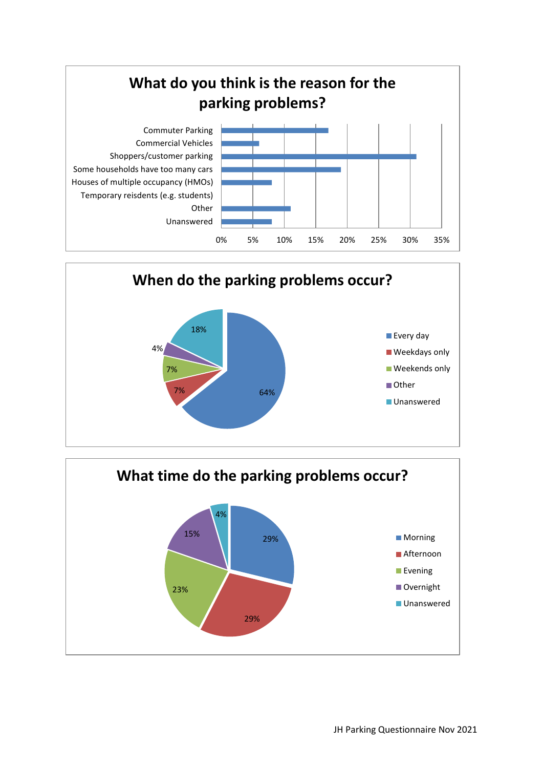## What do you think is the reason for the parking problems?

| Reason | Percentage (approx.) |
|---|---|
| Commuter Parking | 17% |
| Commercial Vehicles | 6% |
| Shoppers/customer parking | 31% |
| Some households have too many cars | 19% |
| Houses of multiple occupancy (HMOs) | 8% |
| Temporary reisdents (e.g. students) | 0% |
| Other | 11% |
| Unanswered | 8% |

## When do the parking problems occur?

| When | Percentage |
|---|---|
| Every day | 64% |
| Weekdays only | 7% |
| Weekends only | 7% |
| Other | 4% |
| Unanswered | 18% |

## What time do the parking problems occur?

| Time | Percentage |
|---|---|
| Morning | 29% |
| Afternoon | 29% |
| Evening | 23% |
| Overnight | 15% |
| Unanswered | 4% |

JH Parking Questionnaire Nov 2021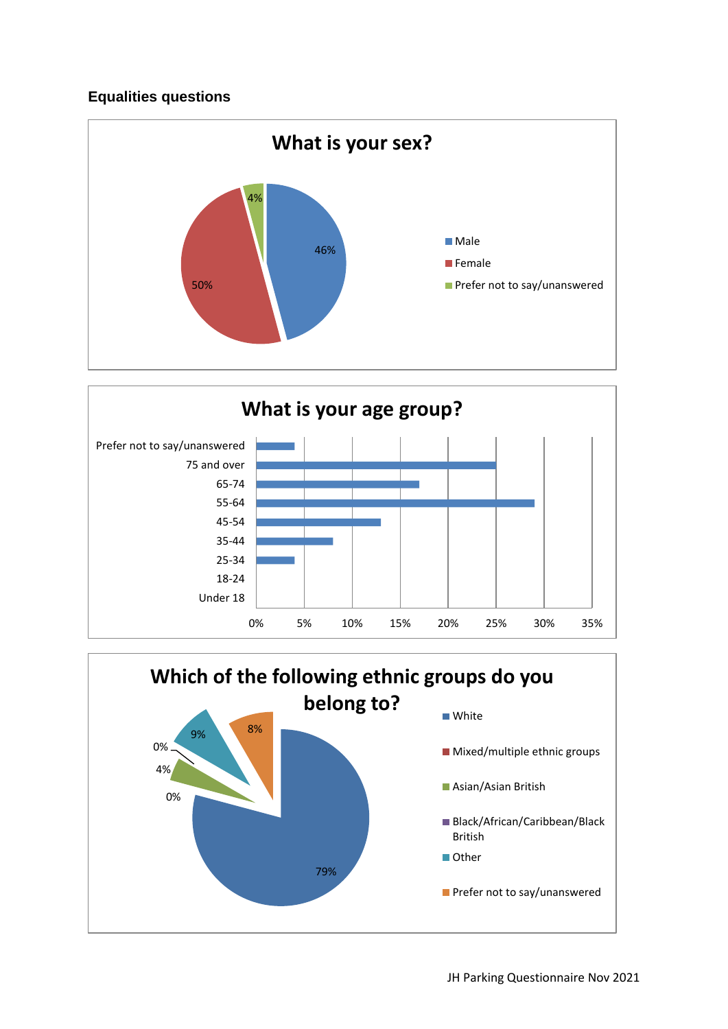### Equalities questions

**What is your sex?**

- Male: 46%
- Female: 50%
- Prefer not to say/unanswered: 4%

**What is your age group?**

| Age group |
|---|
| Prefer not to say/unanswered |
| 75 and over |
| 65-74 |
| 55-64 |
| 45-54 |
| 35-44 |
| 25-34 |
| 18-24 |
| Under 18 |

0% 5% 10% 15% 20% 25% 30% 35%

**Which of the following ethnic groups do you belong to?**

- White: 79%
- Mixed/multiple ethnic groups: 0%
- Asian/Asian British: 4%
- Black/African/Caribbean/Black British: 0%
- Other: 9%
- Prefer not to say/unanswered: 8%

JH Parking Questionnaire Nov 2021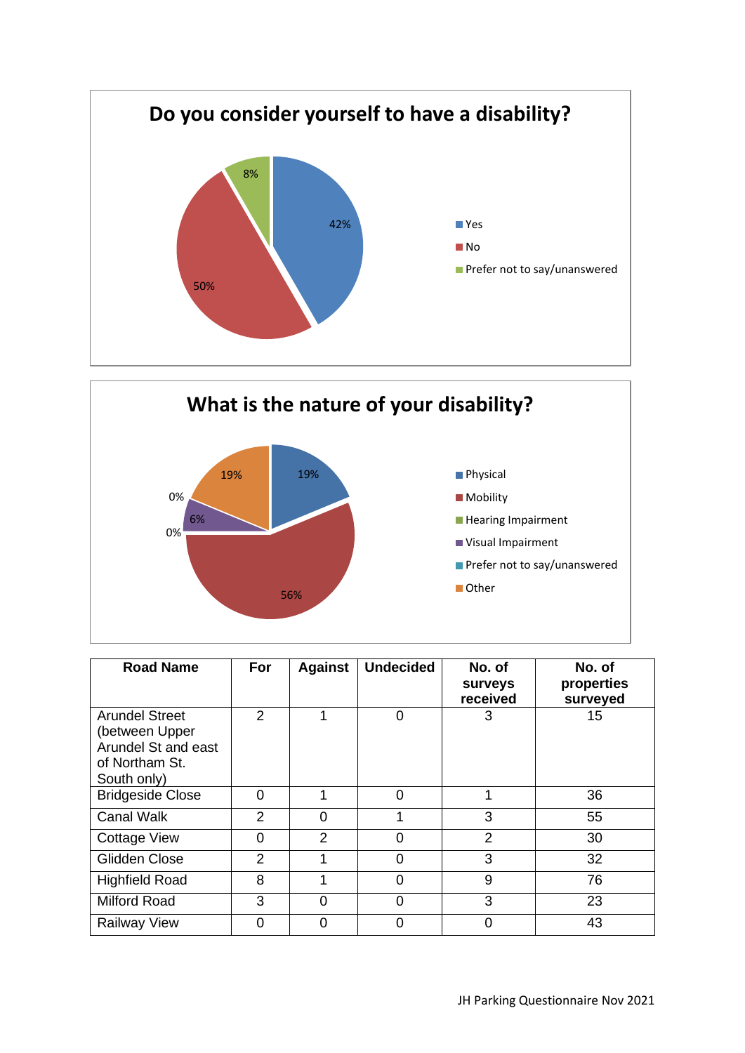## Do you consider yourself to have a disability?

- Yes: 42%
- No: 50%
- Prefer not to say/unanswered: 8%

## What is the nature of your disability?

- Physical: 19%
- Mobility: 56%
- Hearing Impairment: 0%
- Visual Impairment: 6%
- Prefer not to say/unanswered: 0%
- Other: 19%

| Road Name | For | Against | Undecided | No. of surveys received | No. of properties surveyed |
|---|---|---|---|---|---|
| Arundel Street (between Upper Arundel St and east of Northam St. South only) | 2 | 1 | 0 | 3 | 15 |
| Bridgeside Close | 0 | 1 | 0 | 1 | 36 |
| Canal Walk | 2 | 0 | 1 | 3 | 55 |
| Cottage View | 0 | 2 | 0 | 2 | 30 |
| Glidden Close | 2 | 1 | 0 | 3 | 32 |
| Highfield Road | 8 | 1 | 0 | 9 | 76 |
| Milford Road | 3 | 0 | 0 | 3 | 23 |
| Railway View | 0 | 0 | 0 | 0 | 43 |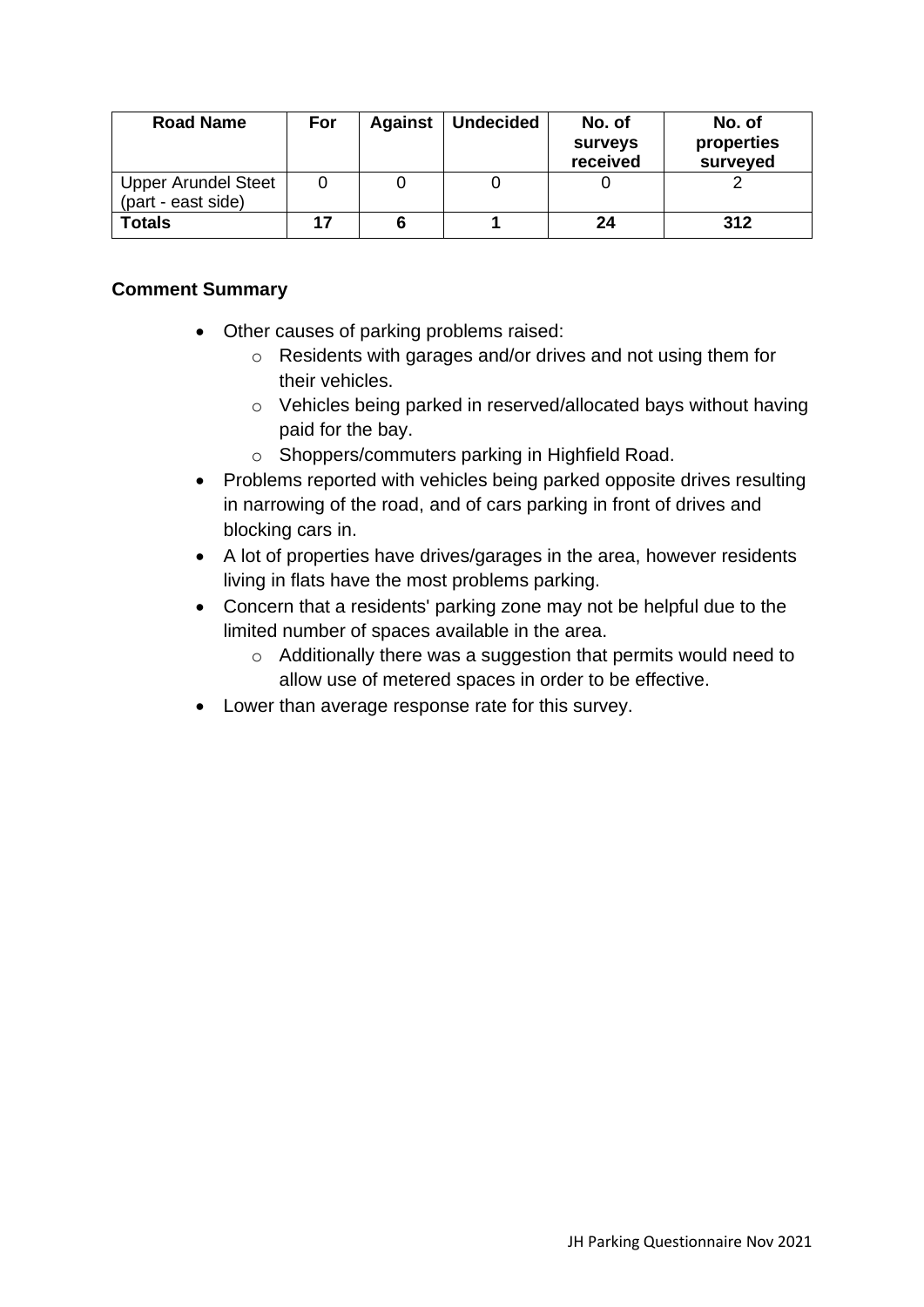| Road Name | For | Against | Undecided | No. of surveys received | No. of properties surveyed |
|---|---|---|---|---|---|
| Upper Arundel Steet (part - east side) | 0 | 0 | 0 | 0 | 2 |
| **Totals** | **17** | **6** | **1** | **24** | **312** |

**Comment Summary**

- Other causes of parking problems raised:
  - Residents with garages and/or drives and not using them for their vehicles.
  - Vehicles being parked in reserved/allocated bays without having paid for the bay.
  - Shoppers/commuters parking in Highfield Road.
- Problems reported with vehicles being parked opposite drives resulting in narrowing of the road, and of cars parking in front of drives and blocking cars in.
- A lot of properties have drives/garages in the area, however residents living in flats have the most problems parking.
- Concern that a residents' parking zone may not be helpful due to the limited number of spaces available in the area.
  - Additionally there was a suggestion that permits would need to allow use of metered spaces in order to be effective.
- Lower than average response rate for this survey.